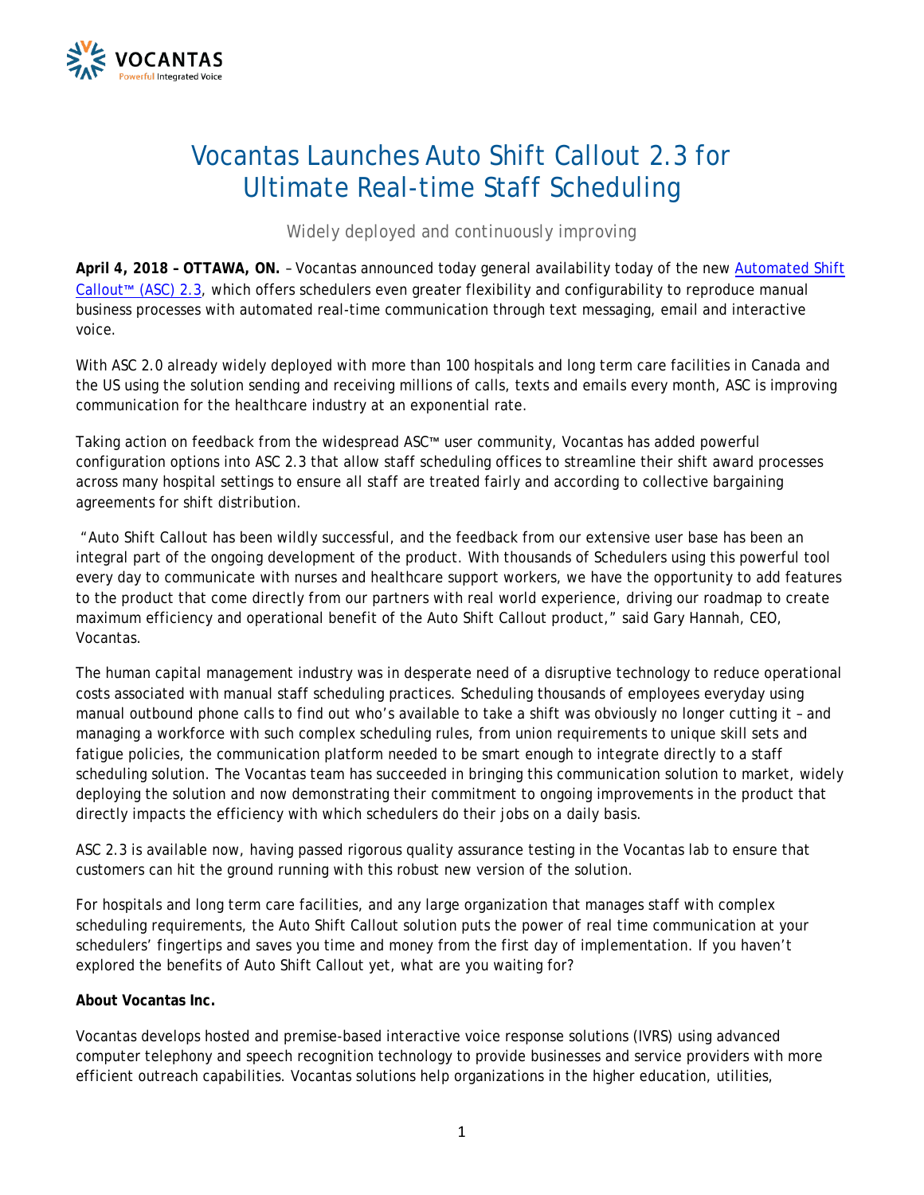# Vocantas Launches Auto Shift Callout 2.3 for Ultimate Real-time Staff Scheduling

*Widely deployed and continuously improving*

**April 4, 2018 – OTTAWA, ON.** – Vocantas announced today general availability today of the new [Automated Shift Callout™ (ASC) 2.3](), which offers schedulers even greater flexibility and configurability to reproduce manual business processes with automated real-time communication through text messaging, email and interactive voice.

With ASC 2.0 already widely deployed with more than 100 hospitals and long term care facilities in Canada and the US using the solution sending and receiving millions of calls, texts and emails every month, ASC is improving communication for the healthcare industry at an exponential rate.

Taking action on feedback from the widespread ASC™ user community, Vocantas has added powerful configuration options into ASC 2.3 that allow staff scheduling offices to streamline their shift award processes across many hospital settings to ensure all staff are treated fairly and according to collective bargaining agreements for shift distribution.

"Auto Shift Callout has been wildly successful, and the feedback from our extensive user base has been an integral part of the ongoing development of the product. With thousands of Schedulers using this powerful tool every day to communicate with nurses and healthcare support workers, we have the opportunity to add features to the product that come directly from our partners with real world experience, driving our roadmap to create maximum efficiency and operational benefit of the Auto Shift Callout product," said Gary Hannah, CEO, Vocantas.

The human capital management industry was in desperate need of a disruptive technology to reduce operational costs associated with manual staff scheduling practices. Scheduling thousands of employees everyday using manual outbound phone calls to find out who's available to take a shift was obviously no longer cutting it – and managing a workforce with such complex scheduling rules, from union requirements to unique skill sets and fatigue policies, the communication platform needed to be smart enough to integrate directly to a staff scheduling solution. The Vocantas team has succeeded in bringing this communication solution to market, widely deploying the solution and now demonstrating their commitment to ongoing improvements in the product that directly impacts the efficiency with which schedulers do their jobs on a daily basis.

ASC 2.3 is available now, having passed rigorous quality assurance testing in the Vocantas lab to ensure that customers can hit the ground running with this robust new version of the solution.

For hospitals and long term care facilities, and any large organization that manages staff with complex scheduling requirements, the Auto Shift Callout solution puts the power of real time communication at your schedulers' fingertips and saves you time and money from the first day of implementation. If you haven't explored the benefits of Auto Shift Callout yet, what are you waiting for?

**About Vocantas Inc.**

Vocantas develops hosted and premise-based interactive voice response solutions (IVRS) using advanced computer telephony and speech recognition technology to provide businesses and service providers with more efficient outreach capabilities. Vocantas solutions help organizations in the higher education, utilities,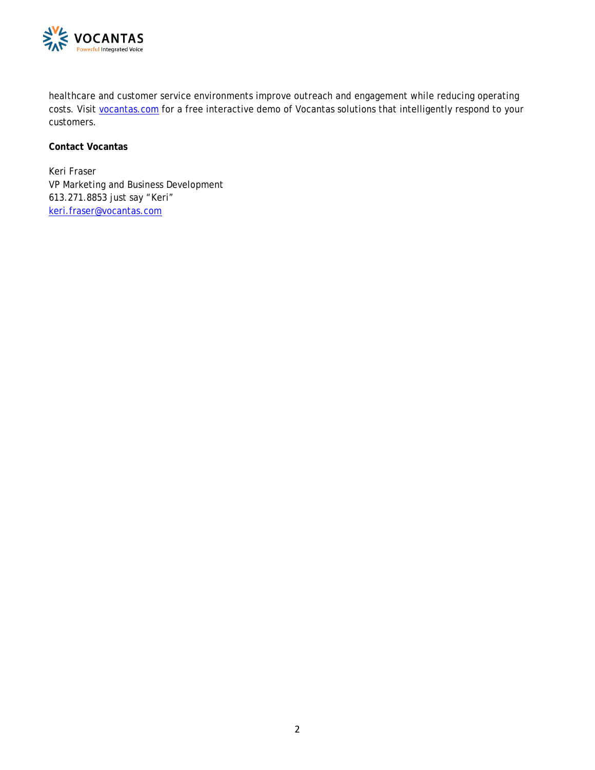healthcare and customer service environments improve outreach and engagement while reducing operating costs. Visit vocantas.com for a free interactive demo of Vocantas solutions that intelligently respond to your customers.

**Contact Vocantas**

Keri Fraser
VP Marketing and Business Development
613.271.8853 just say "Keri"
keri.fraser@vocantas.com